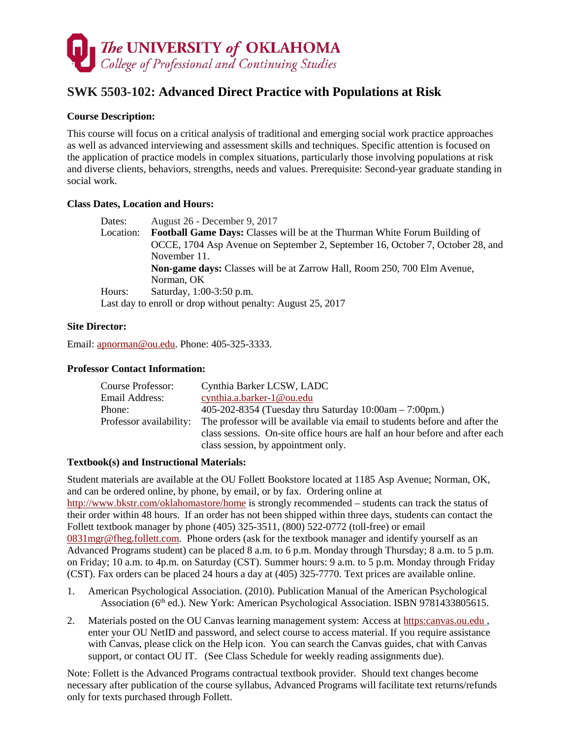The UNIVERSITY of OKLAHOMA
College of Professional and Continuing Studies

# SWK 5503-102: Advanced Direct Practice with Populations at Risk

**Course Description:**

This course will focus on a critical analysis of traditional and emerging social work practice approaches as well as advanced interviewing and assessment skills and techniques. Specific attention is focused on the application of practice models in complex situations, particularly those involving populations at risk and diverse clients, behaviors, strengths, needs and values. Prerequisite: Second-year graduate standing in social work.

**Class Dates, Location and Hours:**

Dates: August 26 - December 9, 2017

Location: **Football Game Days:** Classes will be at the Thurman White Forum Building of OCCE, 1704 Asp Avenue on September 2, September 16, October 7, October 28, and November 11.
**Non-game days:** Classes will be at Zarrow Hall, Room 250, 700 Elm Avenue, Norman, OK

Hours: Saturday, 1:00-3:50 p.m.

Last day to enroll or drop without penalty: August 25, 2017

**Site Director:**

Email: apnorman@ou.edu. Phone: 405-325-3333.

**Professor Contact Information:**

Course Professor: Cynthia Barker LCSW, LADC

Email Address: cynthia.a.barker-1@ou.edu

Phone: 405-202-8354 (Tuesday thru Saturday 10:00am – 7:00pm.)

Professor availability: The professor will be available via email to students before and after the class sessions. On-site office hours are half an hour before and after each class session, by appointment only.

**Textbook(s) and Instructional Materials:**

Student materials are available at the OU Follett Bookstore located at 1185 Asp Avenue; Norman, OK, and can be ordered online, by phone, by email, or by fax. Ordering online at http://www.bkstr.com/oklahomastore/home is strongly recommended – students can track the status of their order within 48 hours. If an order has not been shipped within three days, students can contact the Follett textbook manager by phone (405) 325-3511, (800) 522-0772 (toll-free) or email 0831mgr@fheg.follett.com. Phone orders (ask for the textbook manager and identify yourself as an Advanced Programs student) can be placed 8 a.m. to 6 p.m. Monday through Thursday; 8 a.m. to 5 p.m. on Friday; 10 a.m. to 4p.m. on Saturday (CST). Summer hours: 9 a.m. to 5 p.m. Monday through Friday (CST). Fax orders can be placed 24 hours a day at (405) 325-7770. Text prices are available online.

1. American Psychological Association. (2010). Publication Manual of the American Psychological Association (6th ed.). New York: American Psychological Association. ISBN 9781433805615.
2. Materials posted on the OU Canvas learning management system: Access at https:canvas.ou.edu , enter your OU NetID and password, and select course to access material. If you require assistance with Canvas, please click on the Help icon. You can search the Canvas guides, chat with Canvas support, or contact OU IT. (See Class Schedule for weekly reading assignments due).

Note: Follett is the Advanced Programs contractual textbook provider. Should text changes become necessary after publication of the course syllabus, Advanced Programs will facilitate text returns/refunds only for texts purchased through Follett.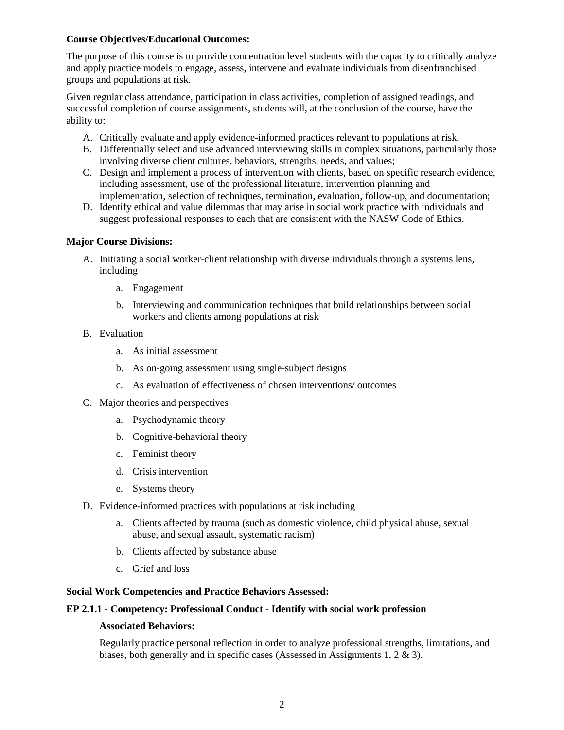**Course Objectives/Educational Outcomes:**

The purpose of this course is to provide concentration level students with the capacity to critically analyze and apply practice models to engage, assess, intervene and evaluate individuals from disenfranchised groups and populations at risk.

Given regular class attendance, participation in class activities, completion of assigned readings, and successful completion of course assignments, students will, at the conclusion of the course, have the ability to:

A. Critically evaluate and apply evidence-informed practices relevant to populations at risk,
B. Differentially select and use advanced interviewing skills in complex situations, particularly those involving diverse client cultures, behaviors, strengths, needs, and values;
C. Design and implement a process of intervention with clients, based on specific research evidence, including assessment, use of the professional literature, intervention planning and implementation, selection of techniques, termination, evaluation, follow-up, and documentation;
D. Identify ethical and value dilemmas that may arise in social work practice with individuals and suggest professional responses to each that are consistent with the NASW Code of Ethics.

**Major Course Divisions:**

A. Initiating a social worker-client relationship with diverse individuals through a systems lens, including
   a. Engagement
   b. Interviewing and communication techniques that build relationships between social workers and clients among populations at risk
B. Evaluation
   a. As initial assessment
   b. As on-going assessment using single-subject designs
   c. As evaluation of effectiveness of chosen interventions/ outcomes
C. Major theories and perspectives
   a. Psychodynamic theory
   b. Cognitive-behavioral theory
   c. Feminist theory
   d. Crisis intervention
   e. Systems theory
D. Evidence-informed practices with populations at risk including
   a. Clients affected by trauma (such as domestic violence, child physical abuse, sexual abuse, and sexual assault, systematic racism)
   b. Clients affected by substance abuse
   c. Grief and loss

**Social Work Competencies and Practice Behaviors Assessed:**

**EP 2.1.1 - Competency: Professional Conduct - Identify with social work profession**

**Associated Behaviors:**

Regularly practice personal reflection in order to analyze professional strengths, limitations, and biases, both generally and in specific cases (Assessed in Assignments 1, 2 & 3).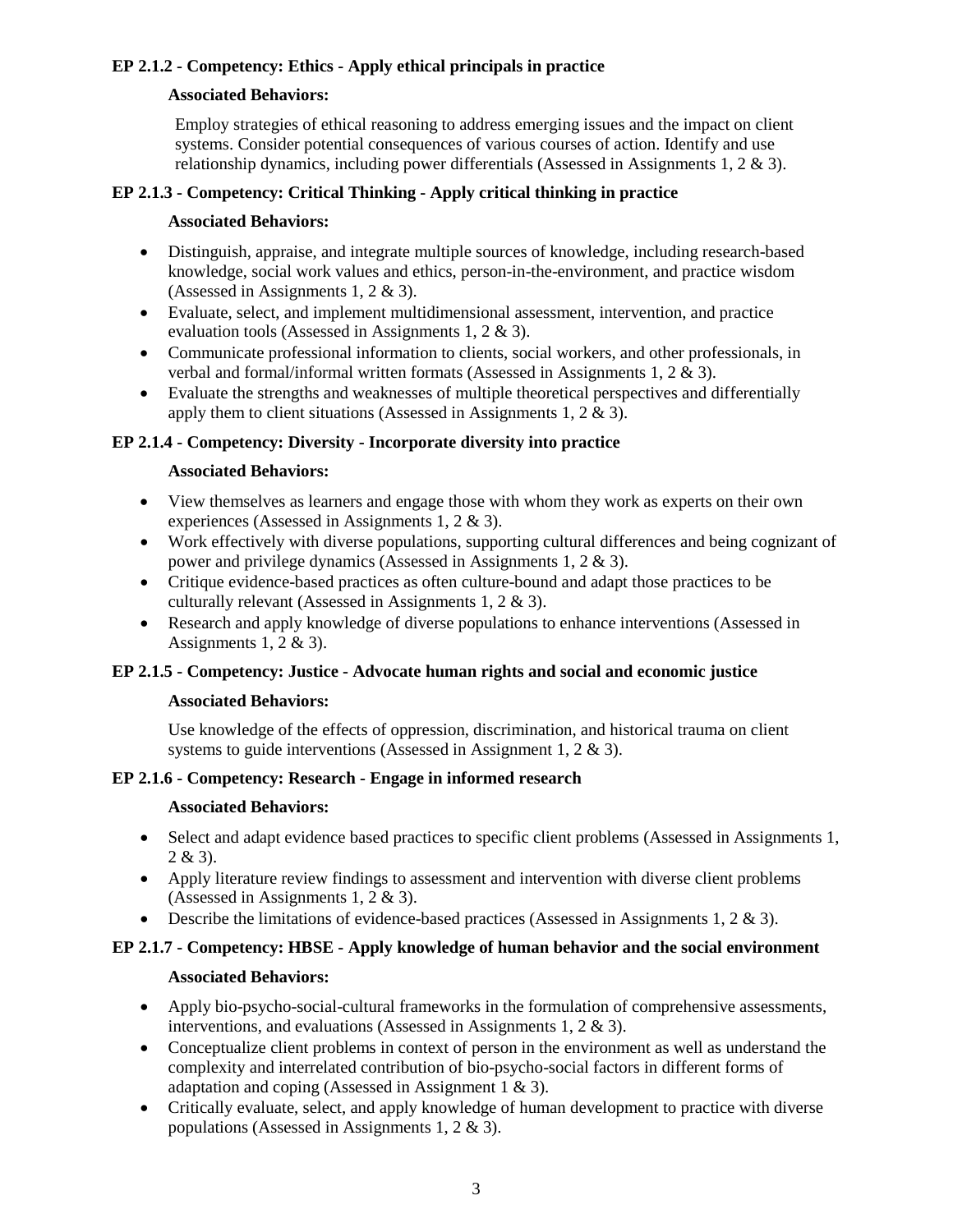**EP 2.1.2 - Competency: Ethics - Apply ethical principals in practice**

**Associated Behaviors:**

Employ strategies of ethical reasoning to address emerging issues and the impact on client systems. Consider potential consequences of various courses of action. Identify and use relationship dynamics, including power differentials (Assessed in Assignments 1, 2 & 3).

**EP 2.1.3 - Competency: Critical Thinking - Apply critical thinking in practice**

**Associated Behaviors:**

- Distinguish, appraise, and integrate multiple sources of knowledge, including research-based knowledge, social work values and ethics, person-in-the-environment, and practice wisdom (Assessed in Assignments 1, 2 & 3).
- Evaluate, select, and implement multidimensional assessment, intervention, and practice evaluation tools (Assessed in Assignments 1, 2 & 3).
- Communicate professional information to clients, social workers, and other professionals, in verbal and formal/informal written formats (Assessed in Assignments 1, 2 & 3).
- Evaluate the strengths and weaknesses of multiple theoretical perspectives and differentially apply them to client situations (Assessed in Assignments 1, 2 & 3).

**EP 2.1.4 - Competency: Diversity - Incorporate diversity into practice**

**Associated Behaviors:**

- View themselves as learners and engage those with whom they work as experts on their own experiences (Assessed in Assignments 1, 2 & 3).
- Work effectively with diverse populations, supporting cultural differences and being cognizant of power and privilege dynamics (Assessed in Assignments 1, 2 & 3).
- Critique evidence-based practices as often culture-bound and adapt those practices to be culturally relevant (Assessed in Assignments 1, 2 & 3).
- Research and apply knowledge of diverse populations to enhance interventions (Assessed in Assignments 1, 2 & 3).

**EP 2.1.5 - Competency: Justice - Advocate human rights and social and economic justice**

**Associated Behaviors:**

Use knowledge of the effects of oppression, discrimination, and historical trauma on client systems to guide interventions (Assessed in Assignment 1, 2 & 3).

**EP 2.1.6 - Competency: Research - Engage in informed research**

**Associated Behaviors:**

- Select and adapt evidence based practices to specific client problems (Assessed in Assignments 1, 2 & 3).
- Apply literature review findings to assessment and intervention with diverse client problems (Assessed in Assignments 1, 2 & 3).
- Describe the limitations of evidence-based practices (Assessed in Assignments 1, 2 & 3).

**EP 2.1.7 - Competency: HBSE - Apply knowledge of human behavior and the social environment**

**Associated Behaviors:**

- Apply bio-psycho-social-cultural frameworks in the formulation of comprehensive assessments, interventions, and evaluations (Assessed in Assignments 1, 2 & 3).
- Conceptualize client problems in context of person in the environment as well as understand the complexity and interrelated contribution of bio-psycho-social factors in different forms of adaptation and coping (Assessed in Assignment 1 & 3).
- Critically evaluate, select, and apply knowledge of human development to practice with diverse populations (Assessed in Assignments 1, 2 & 3).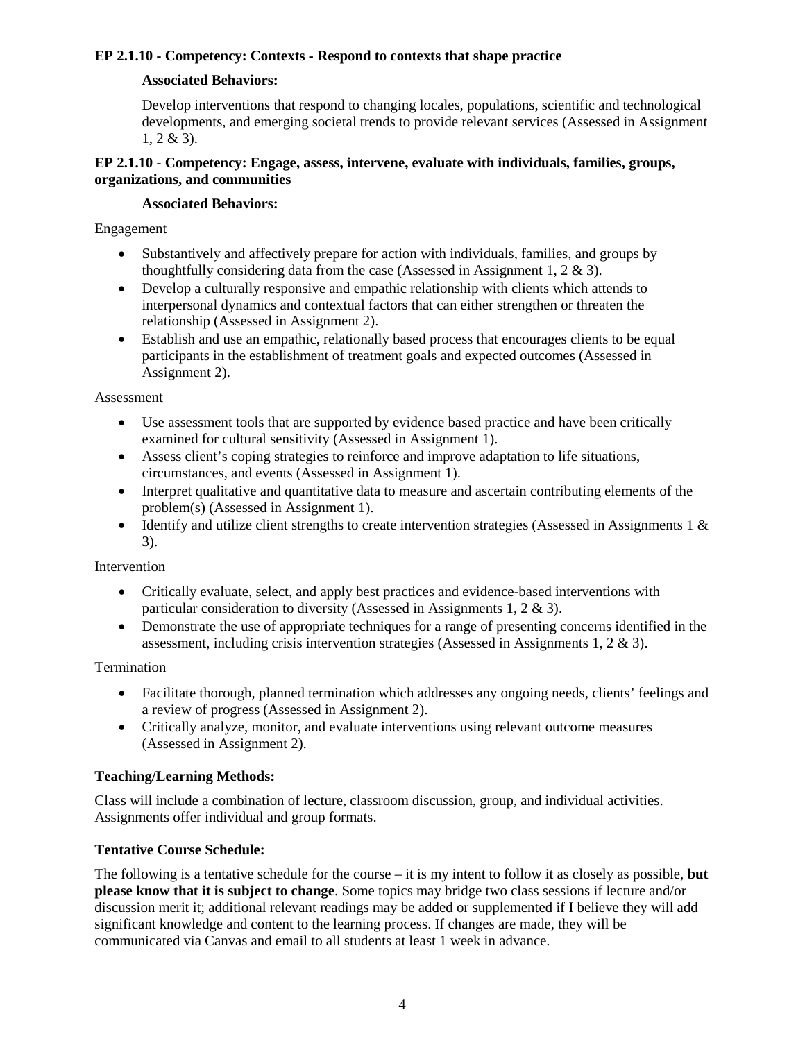**EP 2.1.10 - Competency: Contexts - Respond to contexts that shape practice**

**Associated Behaviors:**

Develop interventions that respond to changing locales, populations, scientific and technological developments, and emerging societal trends to provide relevant services (Assessed in Assignment 1, 2 & 3).

**EP 2.1.10 - Competency: Engage, assess, intervene, evaluate with individuals, families, groups, organizations, and communities**

**Associated Behaviors:**

Engagement

- Substantively and affectively prepare for action with individuals, families, and groups by thoughtfully considering data from the case (Assessed in Assignment 1, 2 & 3).
- Develop a culturally responsive and empathic relationship with clients which attends to interpersonal dynamics and contextual factors that can either strengthen or threaten the relationship (Assessed in Assignment 2).
- Establish and use an empathic, relationally based process that encourages clients to be equal participants in the establishment of treatment goals and expected outcomes (Assessed in Assignment 2).

Assessment

- Use assessment tools that are supported by evidence based practice and have been critically examined for cultural sensitivity (Assessed in Assignment 1).
- Assess client's coping strategies to reinforce and improve adaptation to life situations, circumstances, and events (Assessed in Assignment 1).
- Interpret qualitative and quantitative data to measure and ascertain contributing elements of the problem(s) (Assessed in Assignment 1).
- Identify and utilize client strengths to create intervention strategies (Assessed in Assignments 1 & 3).

Intervention

- Critically evaluate, select, and apply best practices and evidence-based interventions with particular consideration to diversity (Assessed in Assignments 1, 2 & 3).
- Demonstrate the use of appropriate techniques for a range of presenting concerns identified in the assessment, including crisis intervention strategies (Assessed in Assignments 1, 2 & 3).

Termination

- Facilitate thorough, planned termination which addresses any ongoing needs, clients' feelings and a review of progress (Assessed in Assignment 2).
- Critically analyze, monitor, and evaluate interventions using relevant outcome measures (Assessed in Assignment 2).

**Teaching/Learning Methods:**

Class will include a combination of lecture, classroom discussion, group, and individual activities. Assignments offer individual and group formats.

**Tentative Course Schedule:**

The following is a tentative schedule for the course – it is my intent to follow it as closely as possible, **but please know that it is subject to change**. Some topics may bridge two class sessions if lecture and/or discussion merit it; additional relevant readings may be added or supplemented if I believe they will add significant knowledge and content to the learning process. If changes are made, they will be communicated via Canvas and email to all students at least 1 week in advance.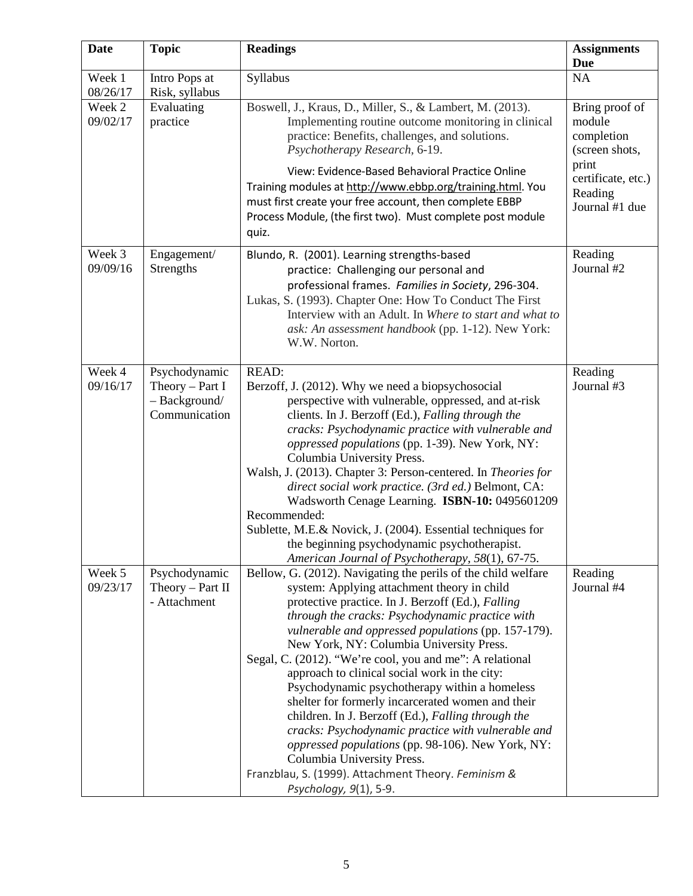| Date | Topic | Readings | Assignments Due |
| --- | --- | --- | --- |
| Week 1 08/26/17 | Intro Pops at Risk, syllabus | Syllabus | NA |
| Week 2 09/02/17 | Evaluating practice | Boswell, J., Kraus, D., Miller, S., & Lambert, M. (2013). Implementing routine outcome monitoring in clinical practice: Benefits, challenges, and solutions. *Psychotherapy Research*, 6-19.<br><br>View: Evidence-Based Behavioral Practice Online Training modules at http://www.ebbp.org/training.html. You must first create your free account, then complete EBBP Process Module, (the first two). Must complete post module quiz. | Bring proof of module completion (screen shots, print certificate, etc.) Reading Journal #1 due |
| Week 3 09/09/16 | Engagement/ Strengths | Blundo, R. (2001). Learning strengths-based practice: Challenging our personal and professional frames. *Families in Society*, 296-304.<br>Lukas, S. (1993). Chapter One: How To Conduct The First Interview with an Adult. In *Where to start and what to ask: An assessment handbook* (pp. 1-12). New York: W.W. Norton. | Reading Journal #2 |
| Week 4 09/16/17 | Psychodynamic Theory – Part I – Background/ Communication | READ:<br>Berzoff, J. (2012). Why we need a biopsychosocial perspective with vulnerable, oppressed, and at-risk clients. In J. Berzoff (Ed.), *Falling through the cracks: Psychodynamic practice with vulnerable and oppressed populations* (pp. 1-39). New York, NY: Columbia University Press.<br>Walsh, J. (2013). Chapter 3: Person-centered. In *Theories for direct social work practice. (3rd ed.)* Belmont, CA: Wadsworth Cenage Learning. **ISBN-10:** 0495601209<br>Recommended:<br>Sublette, M.E.& Novick, J. (2004). Essential techniques for the beginning psychodynamic psychotherapist. *American Journal of Psychotherapy, 58*(1), 67-75. | Reading Journal #3 |
| Week 5 09/23/17 | Psychodynamic Theory – Part II - Attachment | Bellow, G. (2012). Navigating the perils of the child welfare system: Applying attachment theory in child protective practice. In J. Berzoff (Ed.), *Falling through the cracks: Psychodynamic practice with vulnerable and oppressed populations* (pp. 157-179). New York, NY: Columbia University Press.<br>Segal, C. (2012). "We're cool, you and me": A relational approach to clinical social work in the city: Psychodynamic psychotherapy within a homeless shelter for formerly incarcerated women and their children. In J. Berzoff (Ed.), *Falling through the cracks: Psychodynamic practice with vulnerable and oppressed populations* (pp. 98-106). New York, NY: Columbia University Press.<br>Franzblau, S. (1999). Attachment Theory. *Feminism & Psychology, 9*(1), 5-9. | Reading Journal #4 |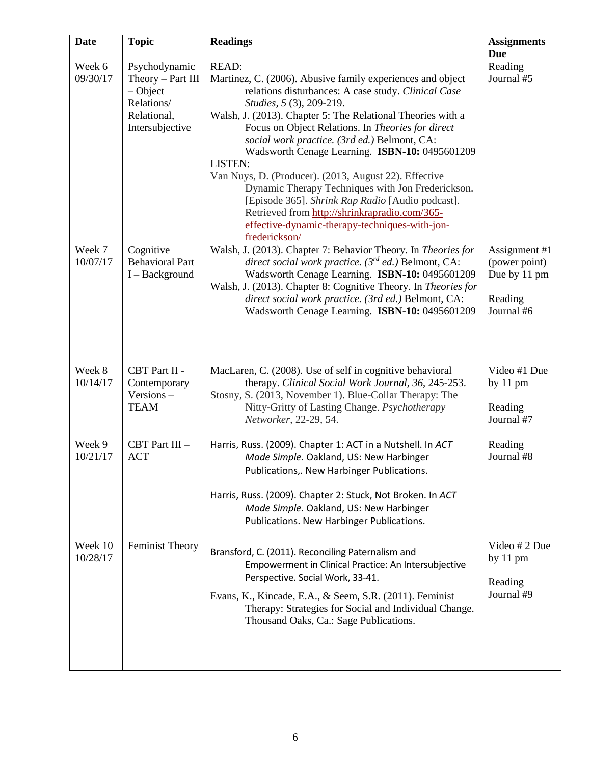| Date | Topic | Readings | Assignments Due |
|---|---|---|---|
| Week 6 09/30/17 | Psychodynamic Theory – Part III – Object Relations/ Relational, Intersubjective | READ:<br>Martinez, C. (2006). Abusive family experiences and object relations disturbances: A case study. *Clinical Case Studies*, *5* (3), 209-219.<br>Walsh, J. (2013). Chapter 5: The Relational Theories with a Focus on Object Relations. In *Theories for direct social work practice. (3rd ed.)* Belmont, CA: Wadsworth Cenage Learning. **ISBN-10:** 0495601209<br>LISTEN:<br>Van Nuys, D. (Producer). (2013, August 22). Effective Dynamic Therapy Techniques with Jon Frederickson. [Episode 365]. *Shrink Rap Radio* [Audio podcast]. Retrieved from http://shrinkrapradio.com/365-effective-dynamic-therapy-techniques-with-jon-frederickson/ | Reading Journal #5 |
| Week 7 10/07/17 | Cognitive Behavioral Part I – Background | Walsh, J. (2013). Chapter 7: Behavior Theory. In *Theories for direct social work practice. (3rd ed.)* Belmont, CA: Wadsworth Cenage Learning. **ISBN-10:** 0495601209<br>Walsh, J. (2013). Chapter 8: Cognitive Theory. In *Theories for direct social work practice. (3rd ed.)* Belmont, CA: Wadsworth Cenage Learning. **ISBN-10:** 0495601209 | Assignment #1 (power point) Due by 11 pm<br><br>Reading Journal #6 |
| Week 8 10/14/17 | CBT Part II - Contemporary Versions – TEAM | MacLaren, C. (2008). Use of self in cognitive behavioral therapy. *Clinical Social Work Journal*, *36*, 245-253.<br>Stosny, S. (2013, November 1). Blue-Collar Therapy: The Nitty-Gritty of Lasting Change. *Psychotherapy Networker*, 22-29, 54. | Video #1 Due by 11 pm<br><br>Reading Journal #7 |
| Week 9 10/21/17 | CBT Part III – ACT | Harris, Russ. (2009). Chapter 1: ACT in a Nutshell. In *ACT Made Simple*. Oakland, US: New Harbinger Publications,. New Harbinger Publications.<br><br>Harris, Russ. (2009). Chapter 2: Stuck, Not Broken. In *ACT Made Simple*. Oakland, US: New Harbinger Publications. New Harbinger Publications. | Reading Journal #8 |
| Week 10 10/28/17 | Feminist Theory | Bransford, C. (2011). Reconciling Paternalism and Empowerment in Clinical Practice: An Intersubjective Perspective. Social Work, 33-41.<br><br>Evans, K., Kincade, E.A., & Seem, S.R. (2011). Feminist Therapy: Strategies for Social and Individual Change. Thousand Oaks, Ca.: Sage Publications. | Video # 2 Due by 11 pm<br><br>Reading Journal #9 |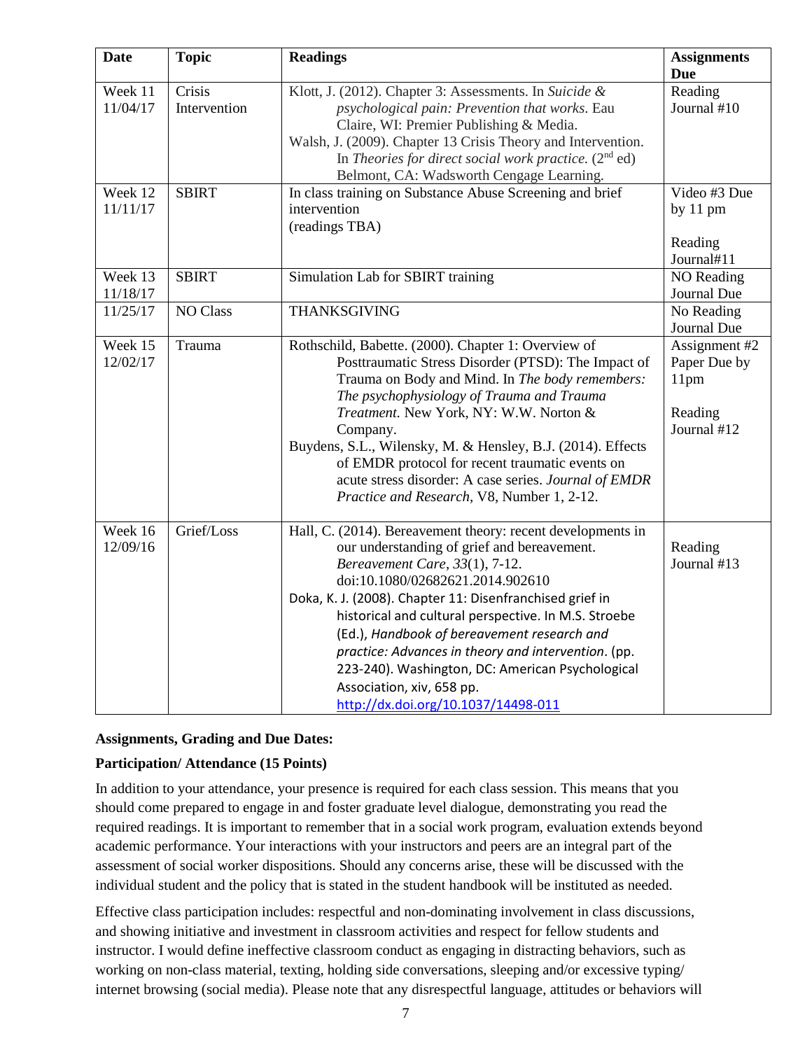| Date | Topic | Readings | Assignments Due |
|---|---|---|---|
| Week 11 11/04/17 | Crisis Intervention | Klott, J. (2012). Chapter 3: Assessments. In *Suicide & psychological pain: Prevention that works*. Eau Claire, WI: Premier Publishing & Media. Walsh, J. (2009). Chapter 13 Crisis Theory and Intervention. In *Theories for direct social work practice.* (2nd ed) Belmont, CA: Wadsworth Cengage Learning. | Reading Journal #10 |
| Week 12 11/11/17 | SBIRT | In class training on Substance Abuse Screening and brief intervention (readings TBA) | Video #3 Due by 11 pm<br><br>Reading Journal#11 |
| Week 13 11/18/17 | SBIRT | Simulation Lab for SBIRT training | NO Reading Journal Due |
| 11/25/17 | NO Class | THANKSGIVING | No Reading Journal Due |
| Week 15 12/02/17 | Trauma | Rothschild, Babette. (2000). Chapter 1: Overview of Posttraumatic Stress Disorder (PTSD): The Impact of Trauma on Body and Mind. In *The body remembers: The psychophysiology of Trauma and Trauma Treatment*. New York, NY: W.W. Norton & Company. Buydens, S.L., Wilensky, M. & Hensley, B.J. (2014). Effects of EMDR protocol for recent traumatic events on acute stress disorder: A case series. *Journal of EMDR Practice and Research*, V8, Number 1, 2-12. | Assignment #2 Paper Due by 11pm<br><br>Reading Journal #12 |
| Week 16 12/09/16 | Grief/Loss | Hall, C. (2014). Bereavement theory: recent developments in our understanding of grief and bereavement. *Bereavement Care*, *33*(1), 7-12. doi:10.1080/02682621.2014.902610 Doka, K. J. (2008). Chapter 11: Disenfranchised grief in historical and cultural perspective. In M.S. Stroebe (Ed.), *Handbook of bereavement research and practice: Advances in theory and intervention*. (pp. 223-240). Washington, DC: American Psychological Association, xiv, 658 pp. http://dx.doi.org/10.1037/14498-011 | Reading Journal #13 |

**Assignments, Grading and Due Dates:**

**Participation/ Attendance (15 Points)**

In addition to your attendance, your presence is required for each class session. This means that you should come prepared to engage in and foster graduate level dialogue, demonstrating you read the required readings. It is important to remember that in a social work program, evaluation extends beyond academic performance. Your interactions with your instructors and peers are an integral part of the assessment of social worker dispositions. Should any concerns arise, these will be discussed with the individual student and the policy that is stated in the student handbook will be instituted as needed.

Effective class participation includes: respectful and non-dominating involvement in class discussions, and showing initiative and investment in classroom activities and respect for fellow students and instructor. I would define ineffective classroom conduct as engaging in distracting behaviors, such as working on non-class material, texting, holding side conversations, sleeping and/or excessive typing/ internet browsing (social media). Please note that any disrespectful language, attitudes or behaviors will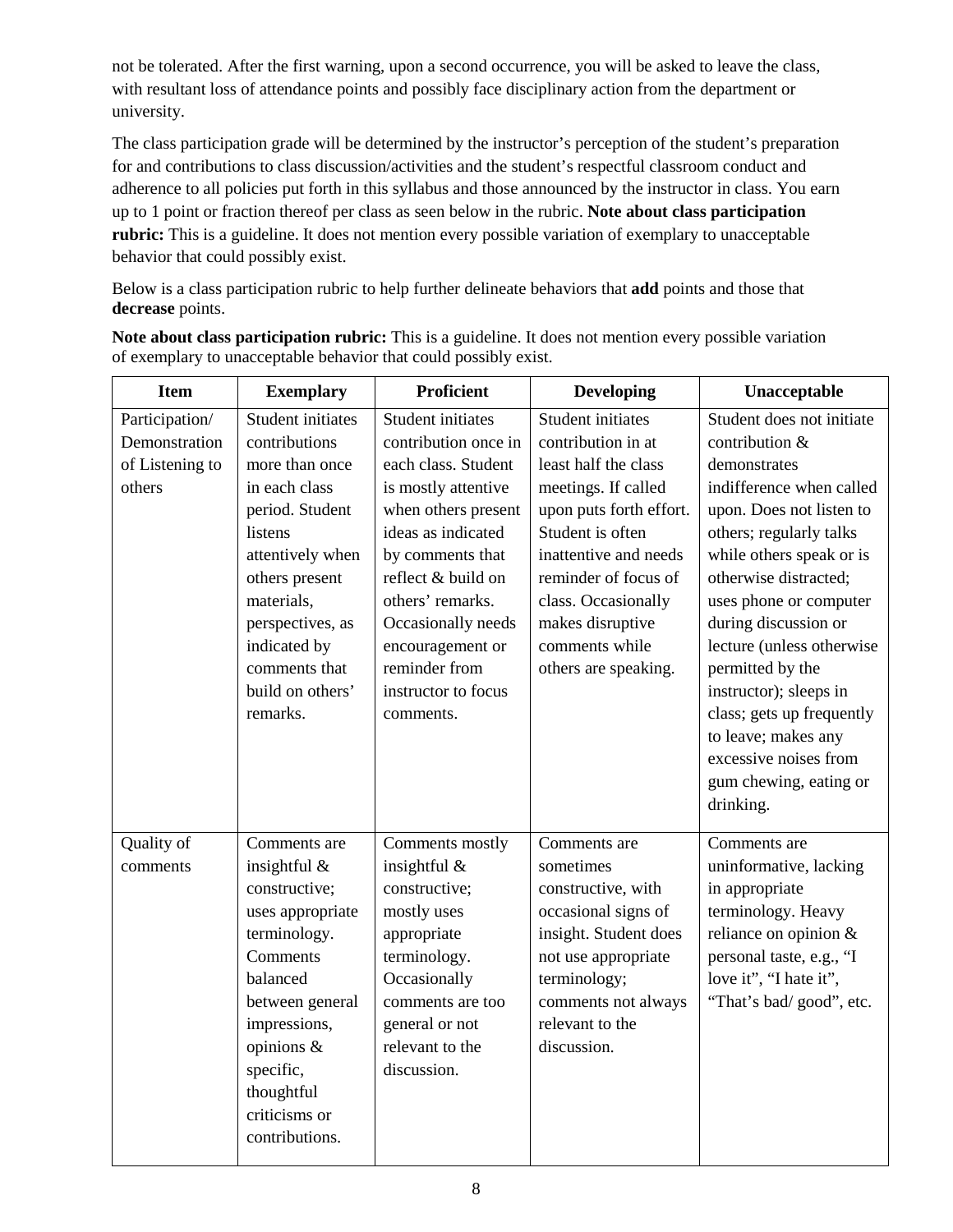not be tolerated. After the first warning, upon a second occurrence, you will be asked to leave the class, with resultant loss of attendance points and possibly face disciplinary action from the department or university.

The class participation grade will be determined by the instructor's perception of the student's preparation for and contributions to class discussion/activities and the student's respectful classroom conduct and adherence to all policies put forth in this syllabus and those announced by the instructor in class. You earn up to 1 point or fraction thereof per class as seen below in the rubric. **Note about class participation rubric:** This is a guideline. It does not mention every possible variation of exemplary to unacceptable behavior that could possibly exist.

Below is a class participation rubric to help further delineate behaviors that **add** points and those that **decrease** points.

**Note about class participation rubric:** This is a guideline. It does not mention every possible variation of exemplary to unacceptable behavior that could possibly exist.

| Item | Exemplary | Proficient | Developing | Unacceptable |
|---|---|---|---|---|
| Participation/ Demonstration of Listening to others | Student initiates contributions more than once in each class period. Student listens attentively when others present materials, perspectives, as indicated by comments that build on others' remarks. | Student initiates contribution once in each class. Student is mostly attentive when others present ideas as indicated by comments that reflect & build on others' remarks. Occasionally needs encouragement or reminder from instructor to focus comments. | Student initiates contribution in at least half the class meetings. If called upon puts forth effort. Student is often inattentive and needs reminder of focus of class. Occasionally makes disruptive comments while others are speaking. | Student does not initiate contribution & demonstrates indifference when called upon. Does not listen to others; regularly talks while others speak or is otherwise distracted; uses phone or computer during discussion or lecture (unless otherwise permitted by the instructor); sleeps in class; gets up frequently to leave; makes any excessive noises from gum chewing, eating or drinking. |
| Quality of comments | Comments are insightful & constructive; uses appropriate terminology. Comments balanced between general impressions, opinions & specific, thoughtful criticisms or contributions. | Comments mostly insightful & constructive; mostly uses appropriate terminology. Occasionally comments are too general or not relevant to the discussion. | Comments are sometimes constructive, with occasional signs of insight. Student does not use appropriate terminology; comments not always relevant to the discussion. | Comments are uninformative, lacking in appropriate terminology. Heavy reliance on opinion & personal taste, e.g., "I love it", "I hate it", "That's bad/ good", etc. |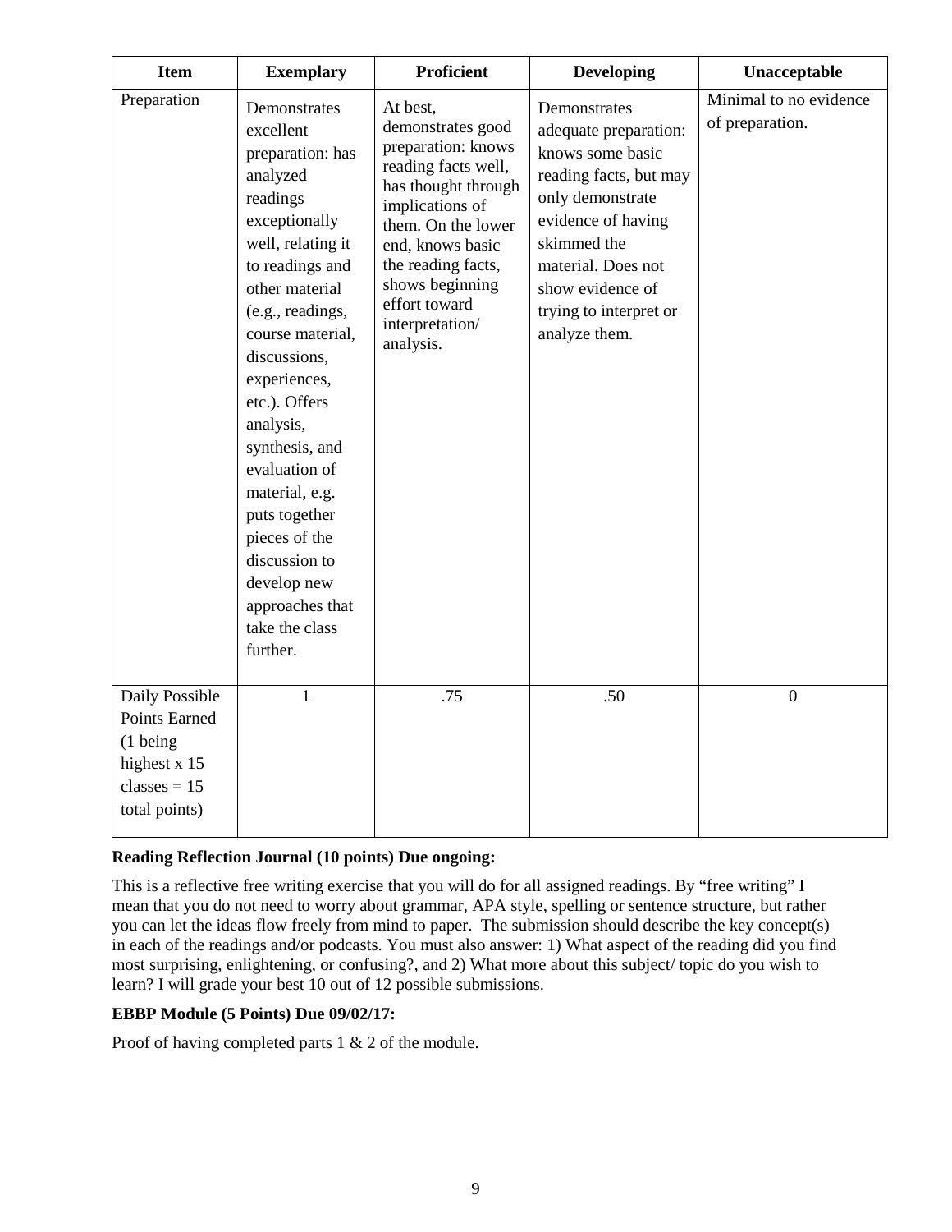| Item | Exemplary | Proficient | Developing | Unacceptable |
| --- | --- | --- | --- | --- |
| Preparation | Demonstrates excellent preparation: has analyzed readings exceptionally well, relating it to readings and other material (e.g., readings, course material, discussions, experiences, etc.). Offers analysis, synthesis, and evaluation of material, e.g. puts together pieces of the discussion to develop new approaches that take the class further. | At best, demonstrates good preparation: knows reading facts well, has thought through implications of them. On the lower end, knows basic the reading facts, shows beginning effort toward interpretation/ analysis. | Demonstrates adequate preparation: knows some basic reading facts, but may only demonstrate evidence of having skimmed the material. Does not show evidence of trying to interpret or analyze them. | Minimal to no evidence of preparation. |
| Daily Possible Points Earned (1 being highest x 15 classes = 15 total points) | 1 | .75 | .50 | 0 |

**Reading Reflection Journal (10 points) Due ongoing:**

This is a reflective free writing exercise that you will do for all assigned readings. By "free writing" I mean that you do not need to worry about grammar, APA style, spelling or sentence structure, but rather you can let the ideas flow freely from mind to paper. The submission should describe the key concept(s) in each of the readings and/or podcasts. You must also answer: 1) What aspect of the reading did you find most surprising, enlightening, or confusing?, and 2) What more about this subject/ topic do you wish to learn? I will grade your best 10 out of 12 possible submissions.

**EBBP Module (5 Points) Due 09/02/17:**

Proof of having completed parts 1 & 2 of the module.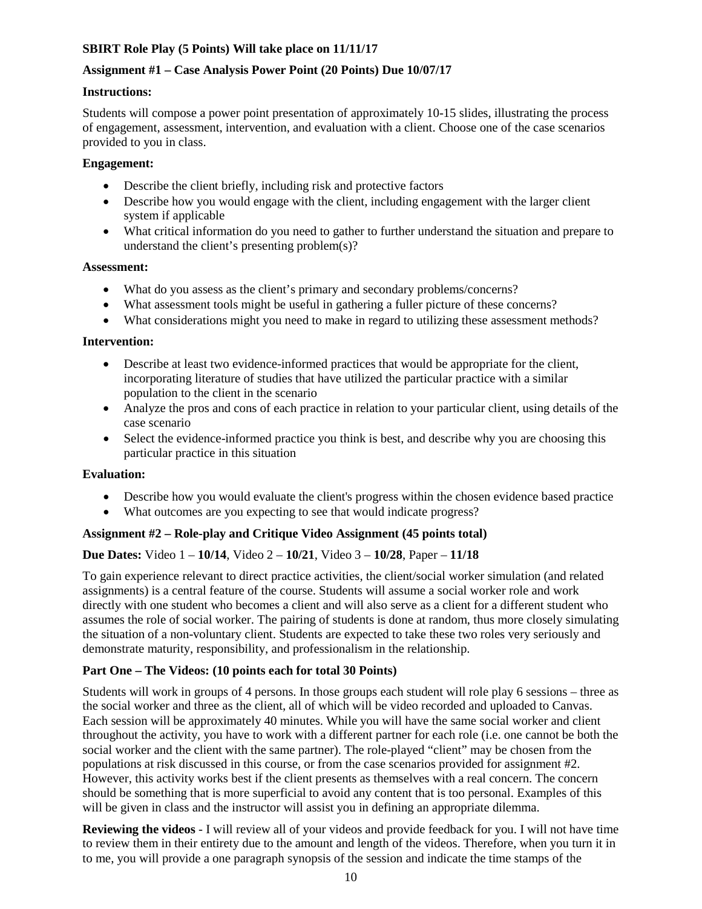**SBIRT Role Play (5 Points) Will take place on 11/11/17**

**Assignment #1 – Case Analysis Power Point (20 Points) Due 10/07/17**

**Instructions:**

Students will compose a power point presentation of approximately 10-15 slides, illustrating the process of engagement, assessment, intervention, and evaluation with a client. Choose one of the case scenarios provided to you in class.

**Engagement:**

- Describe the client briefly, including risk and protective factors
- Describe how you would engage with the client, including engagement with the larger client system if applicable
- What critical information do you need to gather to further understand the situation and prepare to understand the client's presenting problem(s)?

**Assessment:**

- What do you assess as the client's primary and secondary problems/concerns?
- What assessment tools might be useful in gathering a fuller picture of these concerns?
- What considerations might you need to make in regard to utilizing these assessment methods?

**Intervention:**

- Describe at least two evidence-informed practices that would be appropriate for the client, incorporating literature of studies that have utilized the particular practice with a similar population to the client in the scenario
- Analyze the pros and cons of each practice in relation to your particular client, using details of the case scenario
- Select the evidence-informed practice you think is best, and describe why you are choosing this particular practice in this situation

**Evaluation:**

- Describe how you would evaluate the client's progress within the chosen evidence based practice
- What outcomes are you expecting to see that would indicate progress?

**Assignment #2 – Role-play and Critique Video Assignment (45 points total)**

**Due Dates:** Video 1 – **10/14**, Video 2 – **10/21**, Video 3 – **10/28**, Paper – **11/18**

To gain experience relevant to direct practice activities, the client/social worker simulation (and related assignments) is a central feature of the course. Students will assume a social worker role and work directly with one student who becomes a client and will also serve as a client for a different student who assumes the role of social worker. The pairing of students is done at random, thus more closely simulating the situation of a non-voluntary client. Students are expected to take these two roles very seriously and demonstrate maturity, responsibility, and professionalism in the relationship.

**Part One – The Videos: (10 points each for total 30 Points)**

Students will work in groups of 4 persons. In those groups each student will role play 6 sessions – three as the social worker and three as the client, all of which will be video recorded and uploaded to Canvas. Each session will be approximately 40 minutes. While you will have the same social worker and client throughout the activity, you have to work with a different partner for each role (i.e. one cannot be both the social worker and the client with the same partner). The role-played "client" may be chosen from the populations at risk discussed in this course, or from the case scenarios provided for assignment #2. However, this activity works best if the client presents as themselves with a real concern. The concern should be something that is more superficial to avoid any content that is too personal. Examples of this will be given in class and the instructor will assist you in defining an appropriate dilemma.

**Reviewing the videos** - I will review all of your videos and provide feedback for you. I will not have time to review them in their entirety due to the amount and length of the videos. Therefore, when you turn it in to me, you will provide a one paragraph synopsis of the session and indicate the time stamps of the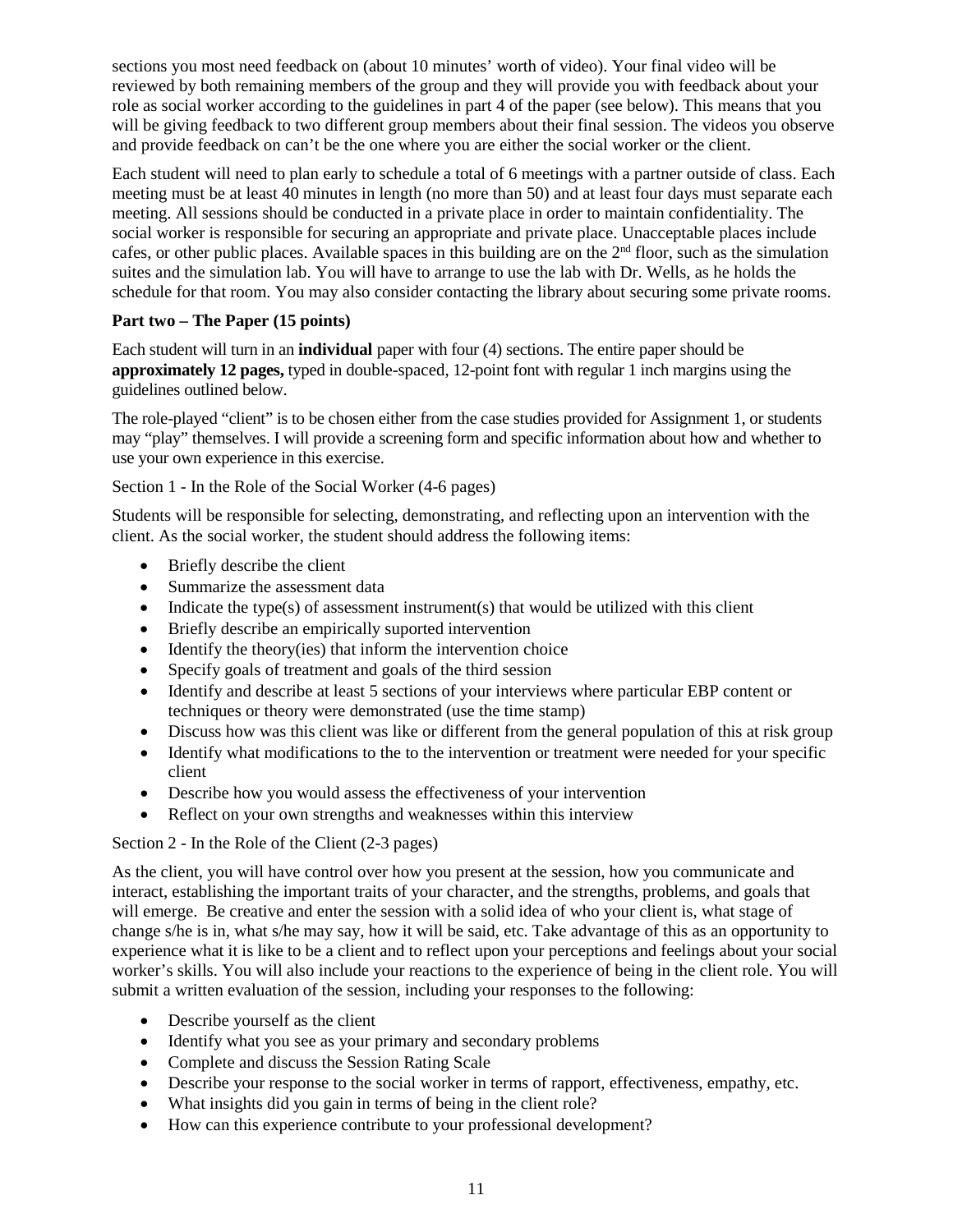sections you most need feedback on (about 10 minutes' worth of video). Your final video will be reviewed by both remaining members of the group and they will provide you with feedback about your role as social worker according to the guidelines in part 4 of the paper (see below). This means that you will be giving feedback to two different group members about their final session. The videos you observe and provide feedback on can't be the one where you are either the social worker or the client.

Each student will need to plan early to schedule a total of 6 meetings with a partner outside of class. Each meeting must be at least 40 minutes in length (no more than 50) and at least four days must separate each meeting. All sessions should be conducted in a private place in order to maintain confidentiality. The social worker is responsible for securing an appropriate and private place. Unacceptable places include cafes, or other public places. Available spaces in this building are on the 2nd floor, such as the simulation suites and the simulation lab. You will have to arrange to use the lab with Dr. Wells, as he holds the schedule for that room. You may also consider contacting the library about securing some private rooms.

**Part two – The Paper (15 points)**

Each student will turn in an **individual** paper with four (4) sections. The entire paper should be **approximately 12 pages,** typed in double-spaced, 12-point font with regular 1 inch margins using the guidelines outlined below.

The role-played "client" is to be chosen either from the case studies provided for Assignment 1, or students may "play" themselves. I will provide a screening form and specific information about how and whether to use your own experience in this exercise.

Section 1 - In the Role of the Social Worker (4-6 pages)

Students will be responsible for selecting, demonstrating, and reflecting upon an intervention with the client. As the social worker, the student should address the following items:

- Briefly describe the client
- Summarize the assessment data
- Indicate the type(s) of assessment instrument(s) that would be utilized with this client
- Briefly describe an empirically suported intervention
- Identify the theory(ies) that inform the intervention choice
- Specify goals of treatment and goals of the third session
- Identify and describe at least 5 sections of your interviews where particular EBP content or techniques or theory were demonstrated (use the time stamp)
- Discuss how was this client was like or different from the general population of this at risk group
- Identify what modifications to the to the intervention or treatment were needed for your specific client
- Describe how you would assess the effectiveness of your intervention
- Reflect on your own strengths and weaknesses within this interview

Section 2 - In the Role of the Client (2-3 pages)

As the client, you will have control over how you present at the session, how you communicate and interact, establishing the important traits of your character, and the strengths, problems, and goals that will emerge. Be creative and enter the session with a solid idea of who your client is, what stage of change s/he is in, what s/he may say, how it will be said, etc. Take advantage of this as an opportunity to experience what it is like to be a client and to reflect upon your perceptions and feelings about your social worker's skills. You will also include your reactions to the experience of being in the client role. You will submit a written evaluation of the session, including your responses to the following:

- Describe yourself as the client
- Identify what you see as your primary and secondary problems
- Complete and discuss the Session Rating Scale
- Describe your response to the social worker in terms of rapport, effectiveness, empathy, etc.
- What insights did you gain in terms of being in the client role?
- How can this experience contribute to your professional development?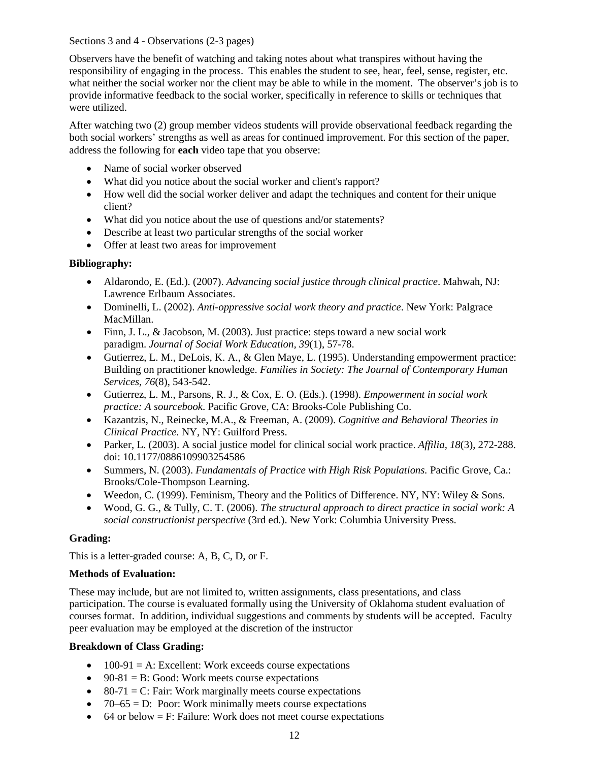Sections 3 and 4 - Observations (2-3 pages)

Observers have the benefit of watching and taking notes about what transpires without having the responsibility of engaging in the process. This enables the student to see, hear, feel, sense, register, etc. what neither the social worker nor the client may be able to while in the moment. The observer's job is to provide informative feedback to the social worker, specifically in reference to skills or techniques that were utilized.

After watching two (2) group member videos students will provide observational feedback regarding the both social workers' strengths as well as areas for continued improvement. For this section of the paper, address the following for **each** video tape that you observe:

- Name of social worker observed
- What did you notice about the social worker and client's rapport?
- How well did the social worker deliver and adapt the techniques and content for their unique client?
- What did you notice about the use of questions and/or statements?
- Describe at least two particular strengths of the social worker
- Offer at least two areas for improvement

**Bibliography:**

- Aldarondo, E. (Ed.). (2007). *Advancing social justice through clinical practice*. Mahwah, NJ: Lawrence Erlbaum Associates.
- Dominelli, L. (2002). *Anti-oppressive social work theory and practice*. New York: Palgrace MacMillan.
- Finn, J. L., & Jacobson, M. (2003). Just practice: steps toward a new social work paradigm. *Journal of Social Work Education, 39*(1), 57-78.
- Gutierrez, L. M., DeLois, K. A., & Glen Maye, L. (1995). Understanding empowerment practice: Building on practitioner knowledge. *Families in Society: The Journal of Contemporary Human Services, 76*(8), 543-542.
- Gutierrez, L. M., Parsons, R. J., & Cox, E. O. (Eds.). (1998). *Empowerment in social work practice: A sourcebook*. Pacific Grove, CA: Brooks-Cole Publishing Co.
- Kazantzis, N., Reinecke, M.A., & Freeman, A. (2009). *Cognitive and Behavioral Theories in Clinical Practice.* NY, NY: Guilford Press.
- Parker, L. (2003). A social justice model for clinical social work practice. *Affilia, 18*(3), 272-288. doi: 10.1177/0886109903254586
- Summers, N. (2003). *Fundamentals of Practice with High Risk Populations.* Pacific Grove, Ca.: Brooks/Cole-Thompson Learning.
- Weedon, C. (1999). Feminism, Theory and the Politics of Difference. NY, NY: Wiley & Sons.
- Wood, G. G., & Tully, C. T. (2006). *The structural approach to direct practice in social work: A social constructionist perspective* (3rd ed.). New York: Columbia University Press.

**Grading:**

This is a letter-graded course: A, B, C, D, or F.

**Methods of Evaluation:**

These may include, but are not limited to, written assignments, class presentations, and class participation. The course is evaluated formally using the University of Oklahoma student evaluation of courses format. In addition, individual suggestions and comments by students will be accepted. Faculty peer evaluation may be employed at the discretion of the instructor

**Breakdown of Class Grading:**

- 100-91 = A: Excellent: Work exceeds course expectations
- 90-81 = B: Good: Work meets course expectations
- 80-71 = C: Fair: Work marginally meets course expectations
- 70–65 = D: Poor: Work minimally meets course expectations
- 64 or below = F: Failure: Work does not meet course expectations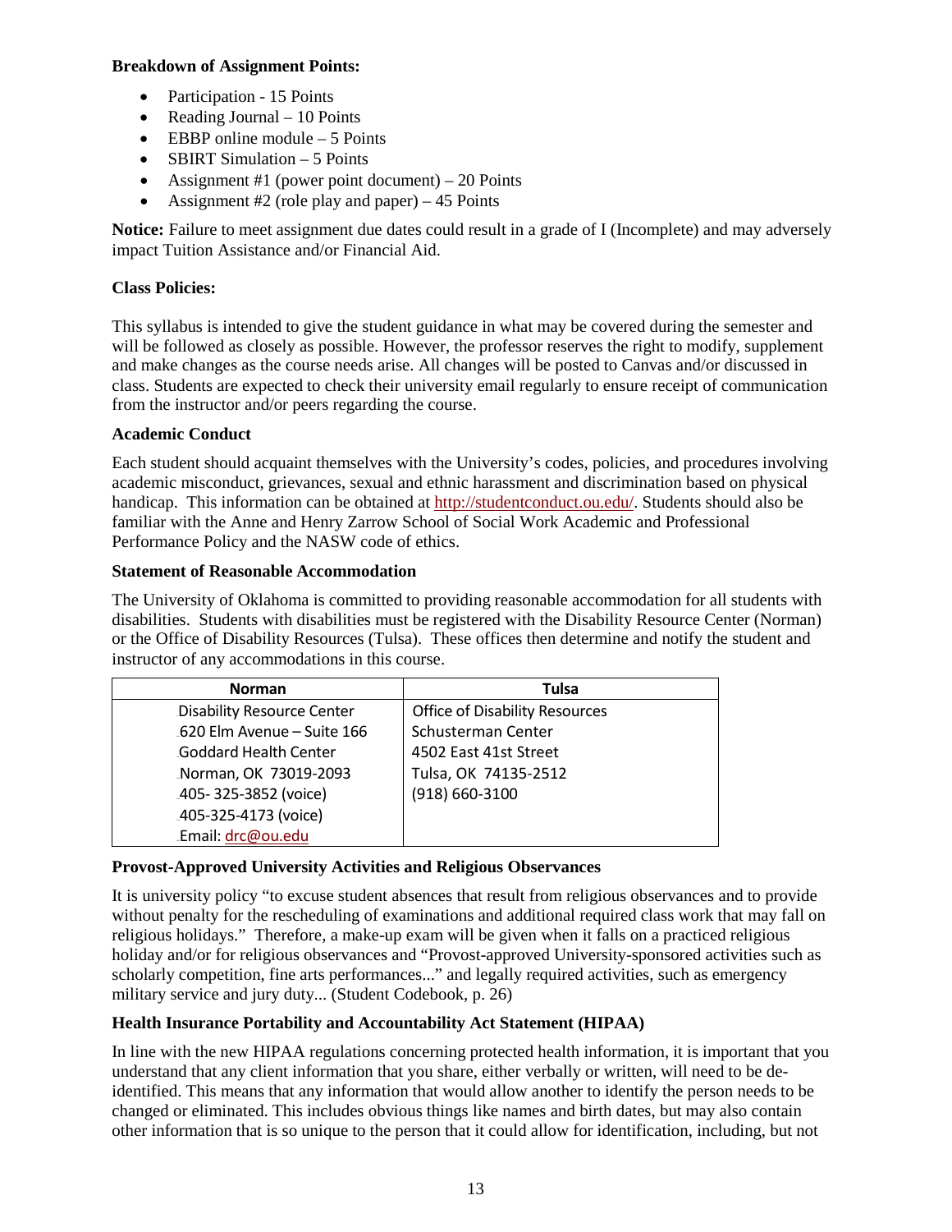**Breakdown of Assignment Points:**

- Participation - 15 Points
- Reading Journal – 10 Points
- EBBP online module – 5 Points
- SBIRT Simulation – 5 Points
- Assignment #1 (power point document) – 20 Points
- Assignment #2 (role play and paper) – 45 Points

**Notice:** Failure to meet assignment due dates could result in a grade of I (Incomplete) and may adversely impact Tuition Assistance and/or Financial Aid.

**Class Policies:**

This syllabus is intended to give the student guidance in what may be covered during the semester and will be followed as closely as possible. However, the professor reserves the right to modify, supplement and make changes as the course needs arise. All changes will be posted to Canvas and/or discussed in class. Students are expected to check their university email regularly to ensure receipt of communication from the instructor and/or peers regarding the course.

**Academic Conduct**

Each student should acquaint themselves with the University's codes, policies, and procedures involving academic misconduct, grievances, sexual and ethnic harassment and discrimination based on physical handicap. This information can be obtained at http://studentconduct.ou.edu/. Students should also be familiar with the Anne and Henry Zarrow School of Social Work Academic and Professional Performance Policy and the NASW code of ethics.

**Statement of Reasonable Accommodation**

The University of Oklahoma is committed to providing reasonable accommodation for all students with disabilities. Students with disabilities must be registered with the Disability Resource Center (Norman) or the Office of Disability Resources (Tulsa). These offices then determine and notify the student and instructor of any accommodations in this course.

| Norman | Tulsa |
|---|---|
| Disability Resource Center<br>620 Elm Avenue – Suite 166<br>Goddard Health Center<br>Norman, OK 73019-2093<br>405- 325-3852 (voice)<br>405-325-4173 (voice)<br>Email: drc@ou.edu | Office of Disability Resources<br>Schusterman Center<br>4502 East 41st Street<br>Tulsa, OK 74135-2512<br>(918) 660-3100 |

**Provost-Approved University Activities and Religious Observances**

It is university policy "to excuse student absences that result from religious observances and to provide without penalty for the rescheduling of examinations and additional required class work that may fall on religious holidays." Therefore, a make-up exam will be given when it falls on a practiced religious holiday and/or for religious observances and "Provost-approved University-sponsored activities such as scholarly competition, fine arts performances..." and legally required activities, such as emergency military service and jury duty... (Student Codebook, p. 26)

**Health Insurance Portability and Accountability Act Statement (HIPAA)**

In line with the new HIPAA regulations concerning protected health information, it is important that you understand that any client information that you share, either verbally or written, will need to be de-identified. This means that any information that would allow another to identify the person needs to be changed or eliminated. This includes obvious things like names and birth dates, but may also contain other information that is so unique to the person that it could allow for identification, including, but not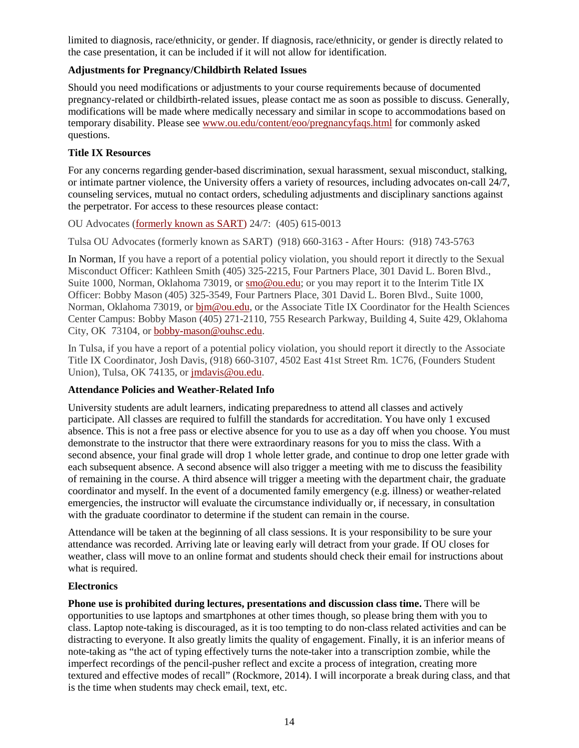limited to diagnosis, race/ethnicity, or gender. If diagnosis, race/ethnicity, or gender is directly related to the case presentation, it can be included if it will not allow for identification.

**Adjustments for Pregnancy/Childbirth Related Issues**

Should you need modifications or adjustments to your course requirements because of documented pregnancy-related or childbirth-related issues, please contact me as soon as possible to discuss. Generally, modifications will be made where medically necessary and similar in scope to accommodations based on temporary disability. Please see www.ou.edu/content/eoo/pregnancyfaqs.html for commonly asked questions.

**Title IX Resources**

For any concerns regarding gender-based discrimination, sexual harassment, sexual misconduct, stalking, or intimate partner violence, the University offers a variety of resources, including advocates on-call 24/7, counseling services, mutual no contact orders, scheduling adjustments and disciplinary sanctions against the perpetrator. For access to these resources please contact:

OU Advocates (formerly known as SART) 24/7: (405) 615-0013

Tulsa OU Advocates (formerly known as SART) (918) 660-3163 - After Hours: (918) 743-5763

In Norman, If you have a report of a potential policy violation, you should report it directly to the Sexual Misconduct Officer: Kathleen Smith (405) 325-2215, Four Partners Place, 301 David L. Boren Blvd., Suite 1000, Norman, Oklahoma 73019, or smo@ou.edu; or you may report it to the Interim Title IX Officer: Bobby Mason (405) 325-3549, Four Partners Place, 301 David L. Boren Blvd., Suite 1000, Norman, Oklahoma 73019, or bjm@ou.edu, or the Associate Title IX Coordinator for the Health Sciences Center Campus: Bobby Mason (405) 271-2110, 755 Research Parkway, Building 4, Suite 429, Oklahoma City, OK 73104, or bobby-mason@ouhsc.edu.

In Tulsa, if you have a report of a potential policy violation, you should report it directly to the Associate Title IX Coordinator, Josh Davis, (918) 660-3107, 4502 East 41st Street Rm. 1C76, (Founders Student Union), Tulsa, OK 74135, or jmdavis@ou.edu.

**Attendance Policies and Weather-Related Info**

University students are adult learners, indicating preparedness to attend all classes and actively participate. All classes are required to fulfill the standards for accreditation. You have only 1 excused absence. This is not a free pass or elective absence for you to use as a day off when you choose. You must demonstrate to the instructor that there were extraordinary reasons for you to miss the class. With a second absence, your final grade will drop 1 whole letter grade, and continue to drop one letter grade with each subsequent absence. A second absence will also trigger a meeting with me to discuss the feasibility of remaining in the course. A third absence will trigger a meeting with the department chair, the graduate coordinator and myself. In the event of a documented family emergency (e.g. illness) or weather-related emergencies, the instructor will evaluate the circumstance individually or, if necessary, in consultation with the graduate coordinator to determine if the student can remain in the course.

Attendance will be taken at the beginning of all class sessions. It is your responsibility to be sure your attendance was recorded. Arriving late or leaving early will detract from your grade. If OU closes for weather, class will move to an online format and students should check their email for instructions about what is required.

**Electronics**

**Phone use is prohibited during lectures, presentations and discussion class time.** There will be opportunities to use laptops and smartphones at other times though, so please bring them with you to class. Laptop note-taking is discouraged, as it is too tempting to do non-class related activities and can be distracting to everyone. It also greatly limits the quality of engagement. Finally, it is an inferior means of note-taking as "the act of typing effectively turns the note-taker into a transcription zombie, while the imperfect recordings of the pencil-pusher reflect and excite a process of integration, creating more textured and effective modes of recall" (Rockmore, 2014). I will incorporate a break during class, and that is the time when students may check email, text, etc.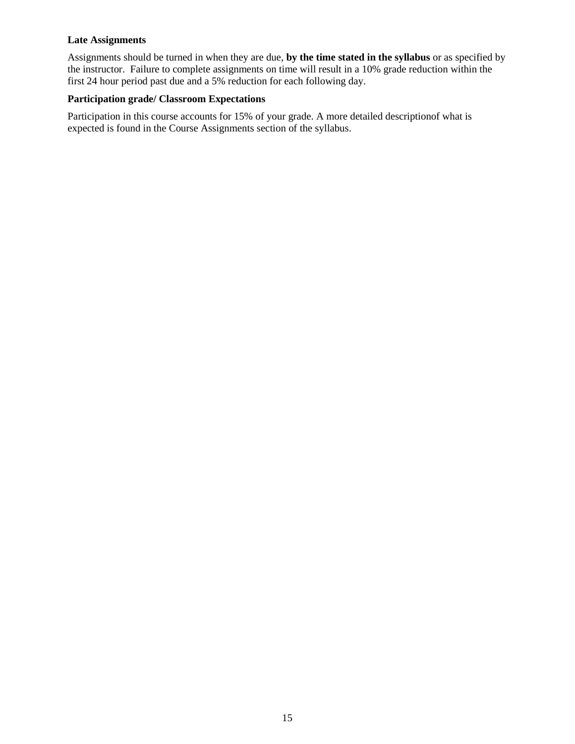**Late Assignments**

Assignments should be turned in when they are due, **by the time stated in the syllabus** or as specified by the instructor. Failure to complete assignments on time will result in a 10% grade reduction within the first 24 hour period past due and a 5% reduction for each following day.

**Participation grade/ Classroom Expectations**

Participation in this course accounts for 15% of your grade. A more detailed descriptionof what is expected is found in the Course Assignments section of the syllabus.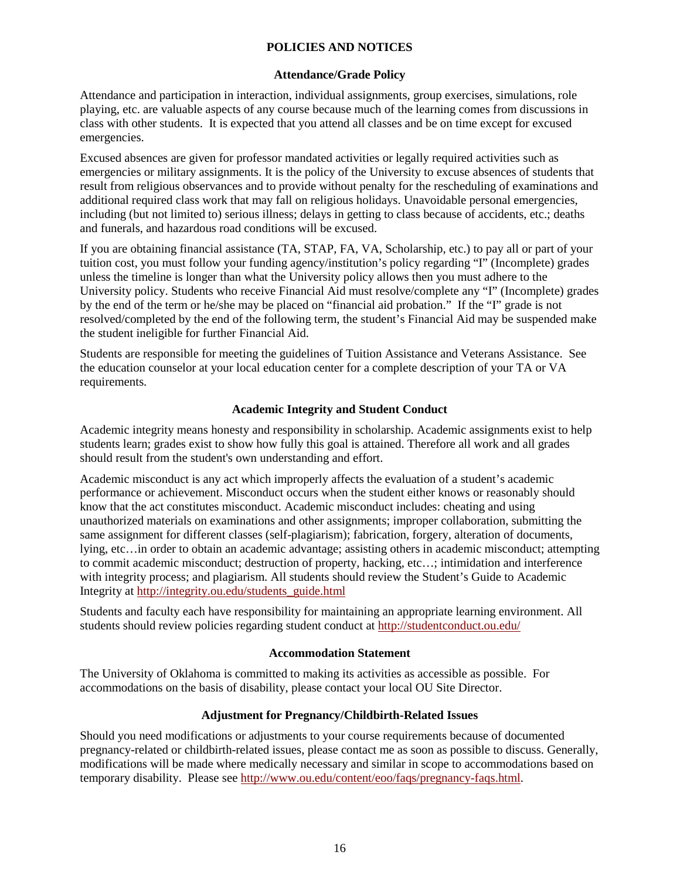# POLICIES AND NOTICES

## Attendance/Grade Policy

Attendance and participation in interaction, individual assignments, group exercises, simulations, role playing, etc. are valuable aspects of any course because much of the learning comes from discussions in class with other students. It is expected that you attend all classes and be on time except for excused emergencies.

Excused absences are given for professor mandated activities or legally required activities such as emergencies or military assignments. It is the policy of the University to excuse absences of students that result from religious observances and to provide without penalty for the rescheduling of examinations and additional required class work that may fall on religious holidays. Unavoidable personal emergencies, including (but not limited to) serious illness; delays in getting to class because of accidents, etc.; deaths and funerals, and hazardous road conditions will be excused.

If you are obtaining financial assistance (TA, STAP, FA, VA, Scholarship, etc.) to pay all or part of your tuition cost, you must follow your funding agency/institution's policy regarding "I" (Incomplete) grades unless the timeline is longer than what the University policy allows then you must adhere to the University policy. Students who receive Financial Aid must resolve/complete any "I" (Incomplete) grades by the end of the term or he/she may be placed on "financial aid probation." If the "I" grade is not resolved/completed by the end of the following term, the student's Financial Aid may be suspended make the student ineligible for further Financial Aid.

Students are responsible for meeting the guidelines of Tuition Assistance and Veterans Assistance. See the education counselor at your local education center for a complete description of your TA or VA requirements.

## Academic Integrity and Student Conduct

Academic integrity means honesty and responsibility in scholarship. Academic assignments exist to help students learn; grades exist to show how fully this goal is attained. Therefore all work and all grades should result from the student's own understanding and effort.

Academic misconduct is any act which improperly affects the evaluation of a student's academic performance or achievement. Misconduct occurs when the student either knows or reasonably should know that the act constitutes misconduct. Academic misconduct includes: cheating and using unauthorized materials on examinations and other assignments; improper collaboration, submitting the same assignment for different classes (self-plagiarism); fabrication, forgery, alteration of documents, lying, etc…in order to obtain an academic advantage; assisting others in academic misconduct; attempting to commit academic misconduct; destruction of property, hacking, etc…; intimidation and interference with integrity process; and plagiarism. All students should review the Student's Guide to Academic Integrity at http://integrity.ou.edu/students_guide.html

Students and faculty each have responsibility for maintaining an appropriate learning environment. All students should review policies regarding student conduct at http://studentconduct.ou.edu/

## Accommodation Statement

The University of Oklahoma is committed to making its activities as accessible as possible. For accommodations on the basis of disability, please contact your local OU Site Director.

## Adjustment for Pregnancy/Childbirth-Related Issues

Should you need modifications or adjustments to your course requirements because of documented pregnancy-related or childbirth-related issues, please contact me as soon as possible to discuss. Generally, modifications will be made where medically necessary and similar in scope to accommodations based on temporary disability. Please see http://www.ou.edu/content/eoo/faqs/pregnancy-faqs.html.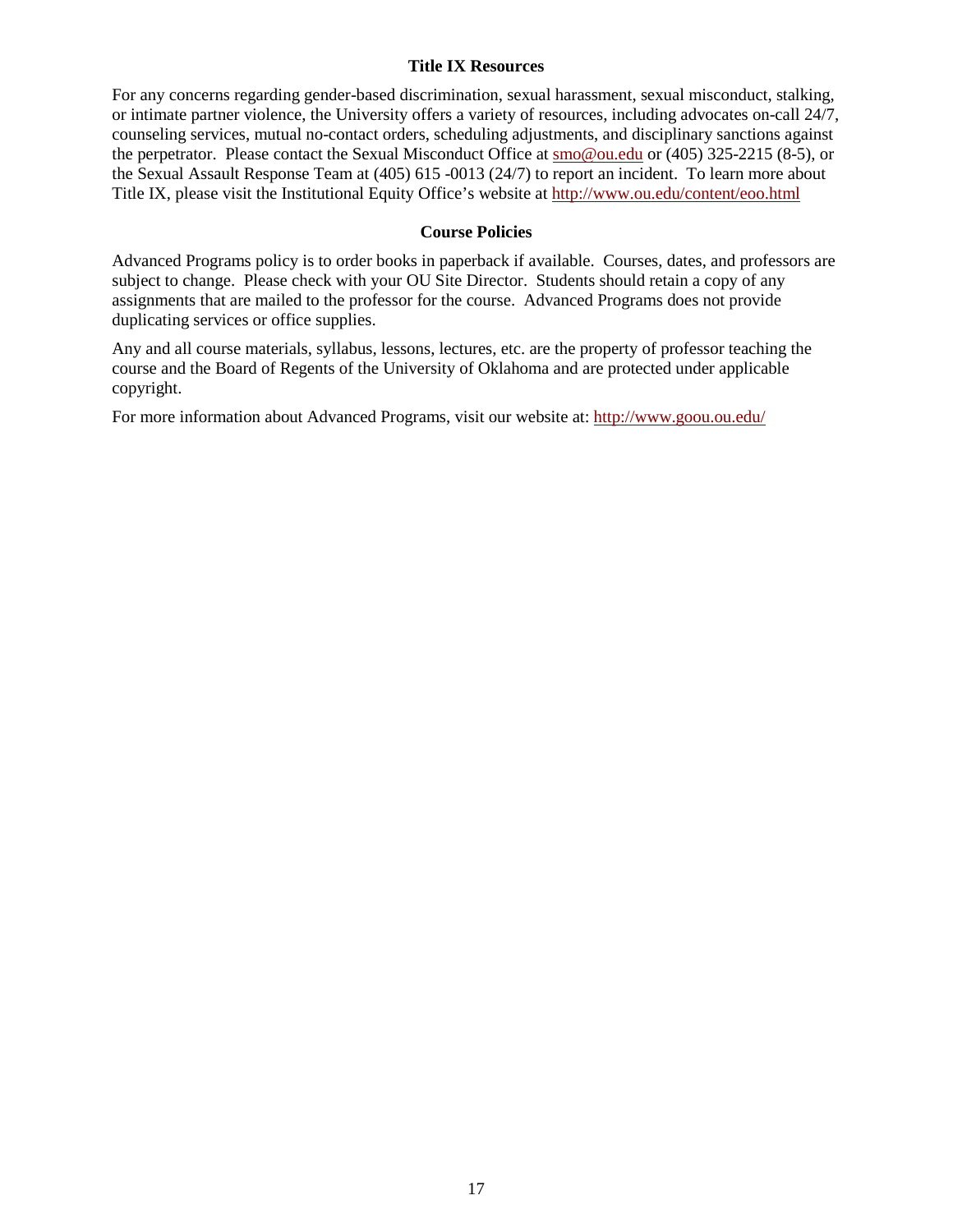### Title IX Resources

For any concerns regarding gender-based discrimination, sexual harassment, sexual misconduct, stalking, or intimate partner violence, the University offers a variety of resources, including advocates on-call 24/7, counseling services, mutual no-contact orders, scheduling adjustments, and disciplinary sanctions against the perpetrator. Please contact the Sexual Misconduct Office at smo@ou.edu or (405) 325-2215 (8-5), or the Sexual Assault Response Team at (405) 615 -0013 (24/7) to report an incident. To learn more about Title IX, please visit the Institutional Equity Office's website at http://www.ou.edu/content/eoo.html

### Course Policies

Advanced Programs policy is to order books in paperback if available. Courses, dates, and professors are subject to change. Please check with your OU Site Director. Students should retain a copy of any assignments that are mailed to the professor for the course. Advanced Programs does not provide duplicating services or office supplies.

Any and all course materials, syllabus, lessons, lectures, etc. are the property of professor teaching the course and the Board of Regents of the University of Oklahoma and are protected under applicable copyright.

For more information about Advanced Programs, visit our website at: http://www.goou.ou.edu/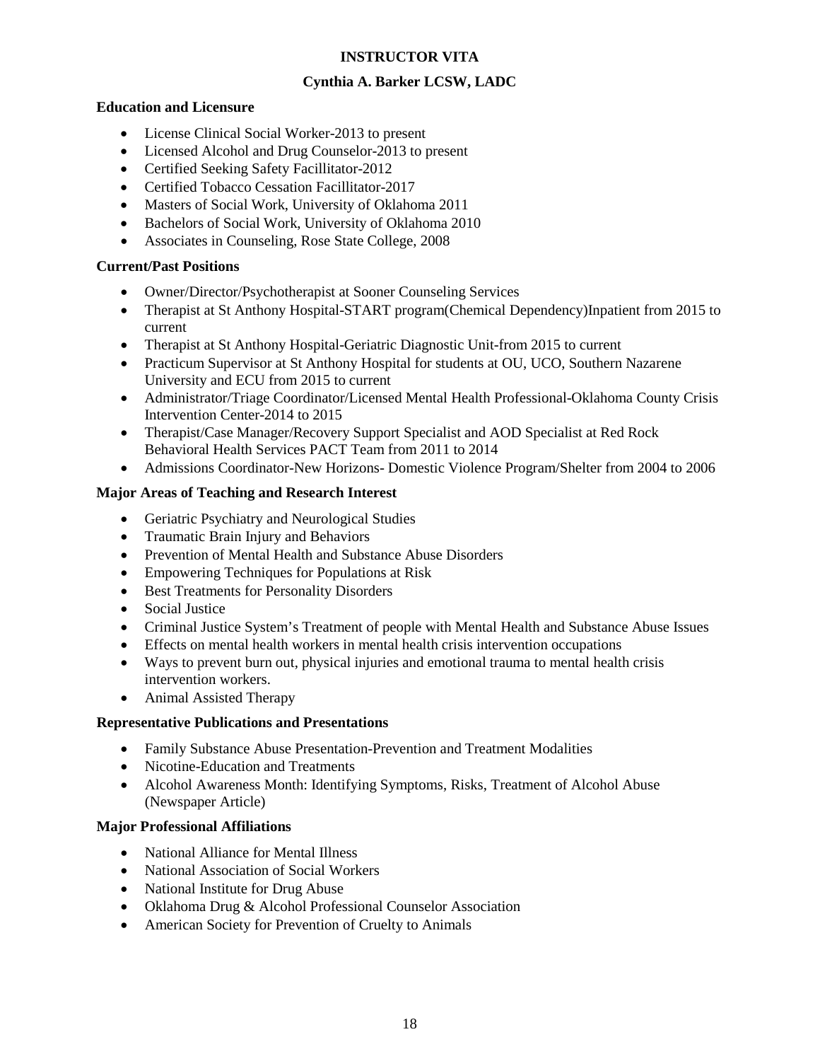# INSTRUCTOR VITA

## Cynthia A. Barker LCSW, LADC

### Education and Licensure

- License Clinical Social Worker-2013 to present
- Licensed Alcohol and Drug Counselor-2013 to present
- Certified Seeking Safety Facillitator-2012
- Certified Tobacco Cessation Facillitator-2017
- Masters of Social Work, University of Oklahoma 2011
- Bachelors of Social Work, University of Oklahoma 2010
- Associates in Counseling, Rose State College, 2008

### Current/Past Positions

- Owner/Director/Psychotherapist at Sooner Counseling Services
- Therapist at St Anthony Hospital-START program(Chemical Dependency)Inpatient from 2015 to current
- Therapist at St Anthony Hospital-Geriatric Diagnostic Unit-from 2015 to current
- Practicum Supervisor at St Anthony Hospital for students at OU, UCO, Southern Nazarene University and ECU from 2015 to current
- Administrator/Triage Coordinator/Licensed Mental Health Professional-Oklahoma County Crisis Intervention Center-2014 to 2015
- Therapist/Case Manager/Recovery Support Specialist and AOD Specialist at Red Rock Behavioral Health Services PACT Team from 2011 to 2014
- Admissions Coordinator-New Horizons- Domestic Violence Program/Shelter from 2004 to 2006

### Major Areas of Teaching and Research Interest

- Geriatric Psychiatry and Neurological Studies
- Traumatic Brain Injury and Behaviors
- Prevention of Mental Health and Substance Abuse Disorders
- Empowering Techniques for Populations at Risk
- Best Treatments for Personality Disorders
- Social Justice
- Criminal Justice System's Treatment of people with Mental Health and Substance Abuse Issues
- Effects on mental health workers in mental health crisis intervention occupations
- Ways to prevent burn out, physical injuries and emotional trauma to mental health crisis intervention workers.
- Animal Assisted Therapy

### Representative Publications and Presentations

- Family Substance Abuse Presentation-Prevention and Treatment Modalities
- Nicotine-Education and Treatments
- Alcohol Awareness Month: Identifying Symptoms, Risks, Treatment of Alcohol Abuse (Newspaper Article)

### Major Professional Affiliations

- National Alliance for Mental Illness
- National Association of Social Workers
- National Institute for Drug Abuse
- Oklahoma Drug & Alcohol Professional Counselor Association
- American Society for Prevention of Cruelty to Animals